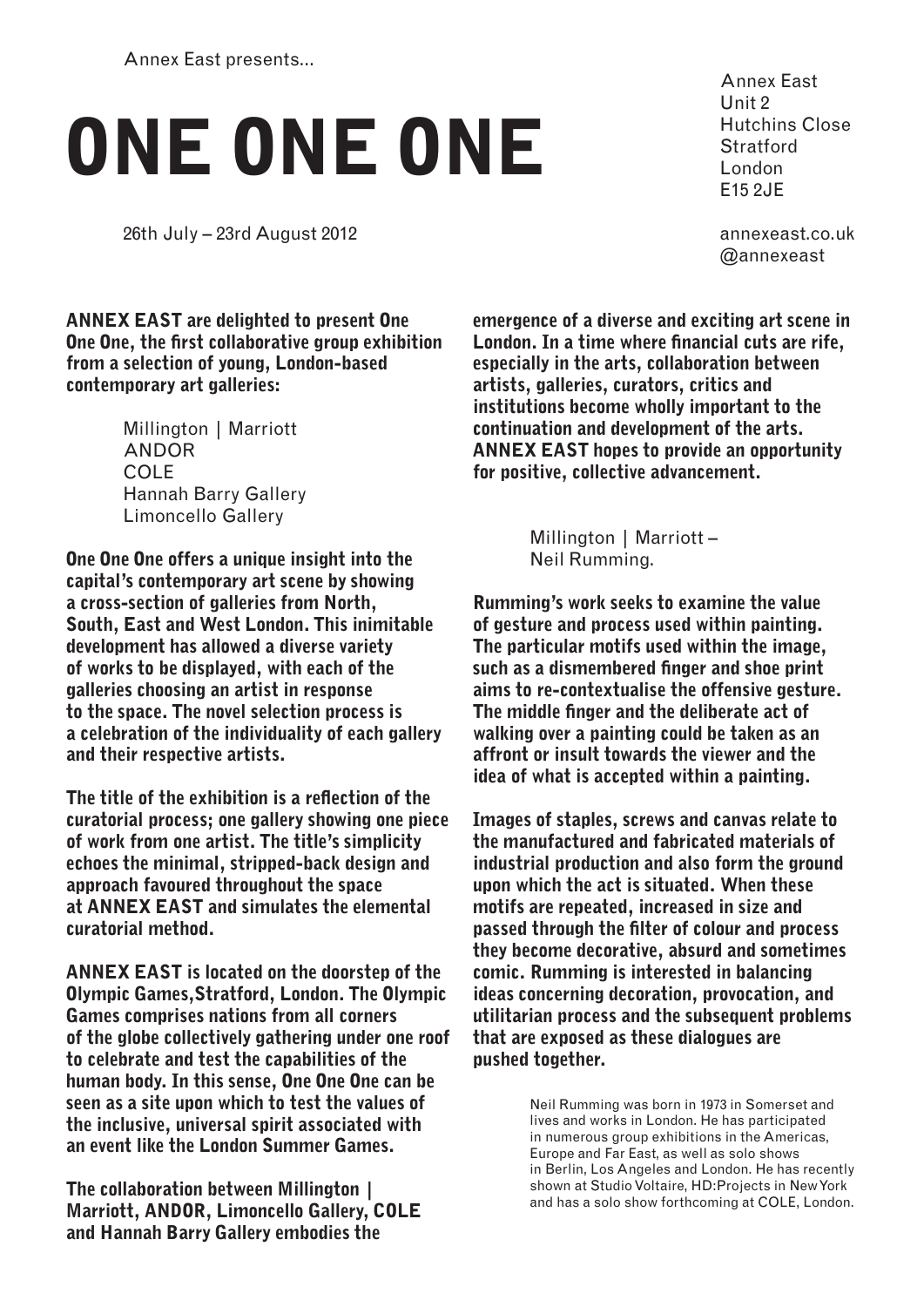Annex East presents...

# ONE ONE ONE

26th July – 23rd August 2012

Annex East
Unit 2
Hutchins Close
Stratford
London
E15 2JE

annexeast.co.uk
@annexeast

**ANNEX EAST are delighted to present One One One, the first collaborative group exhibition from a selection of young, London-based contemporary art galleries:**

Millington | Marriott
ANDOR
COLE
Hannah Barry Gallery
Limoncello Gallery

**One One One offers a unique insight into the capital's contemporary art scene by showing a cross-section of galleries from North, South, East and West London. This inimitable development has allowed a diverse variety of works to be displayed, with each of the galleries choosing an artist in response to the space. The novel selection process is a celebration of the individuality of each gallery and their respective artists.**

**The title of the exhibition is a reflection of the curatorial process; one gallery showing one piece of work from one artist. The title's simplicity echoes the minimal, stripped-back design and approach favoured throughout the space at ANNEX EAST and simulates the elemental curatorial method.**

**ANNEX EAST is located on the doorstep of the Olympic Games,Stratford, London. The Olympic Games comprises nations from all corners of the globe collectively gathering under one roof to celebrate and test the capabilities of the human body. In this sense, One One One can be seen as a site upon which to test the values of the inclusive, universal spirit associated with an event like the London Summer Games.**

**The collaboration between Millington | Marriott, ANDOR, Limoncello Gallery, COLE and Hannah Barry Gallery embodies the emergence of a diverse and exciting art scene in London. In a time where financial cuts are rife, especially in the arts, collaboration between artists, galleries, curators, critics and institutions become wholly important to the continuation and development of the arts. ANNEX EAST hopes to provide an opportunity for positive, collective advancement.**

Millington | Marriott –
Neil Rumming.

**Rumming's work seeks to examine the value of gesture and process used within painting. The particular motifs used within the image, such as a dismembered finger and shoe print aims to re-contextualise the offensive gesture. The middle finger and the deliberate act of walking over a painting could be taken as an affront or insult towards the viewer and the idea of what is accepted within a painting.**

**Images of staples, screws and canvas relate to the manufactured and fabricated materials of industrial production and also form the ground upon which the act is situated. When these motifs are repeated, increased in size and passed through the filter of colour and process they become decorative, absurd and sometimes comic. Rumming is interested in balancing ideas concerning decoration, provocation, and utilitarian process and the subsequent problems that are exposed as these dialogues are pushed together.**

Neil Rumming was born in 1973 in Somerset and lives and works in London. He has participated in numerous group exhibitions in the Americas, Europe and Far East, as well as solo shows in Berlin, Los Angeles and London. He has recently shown at Studio Voltaire, HD:Projects in New York and has a solo show forthcoming at COLE, London.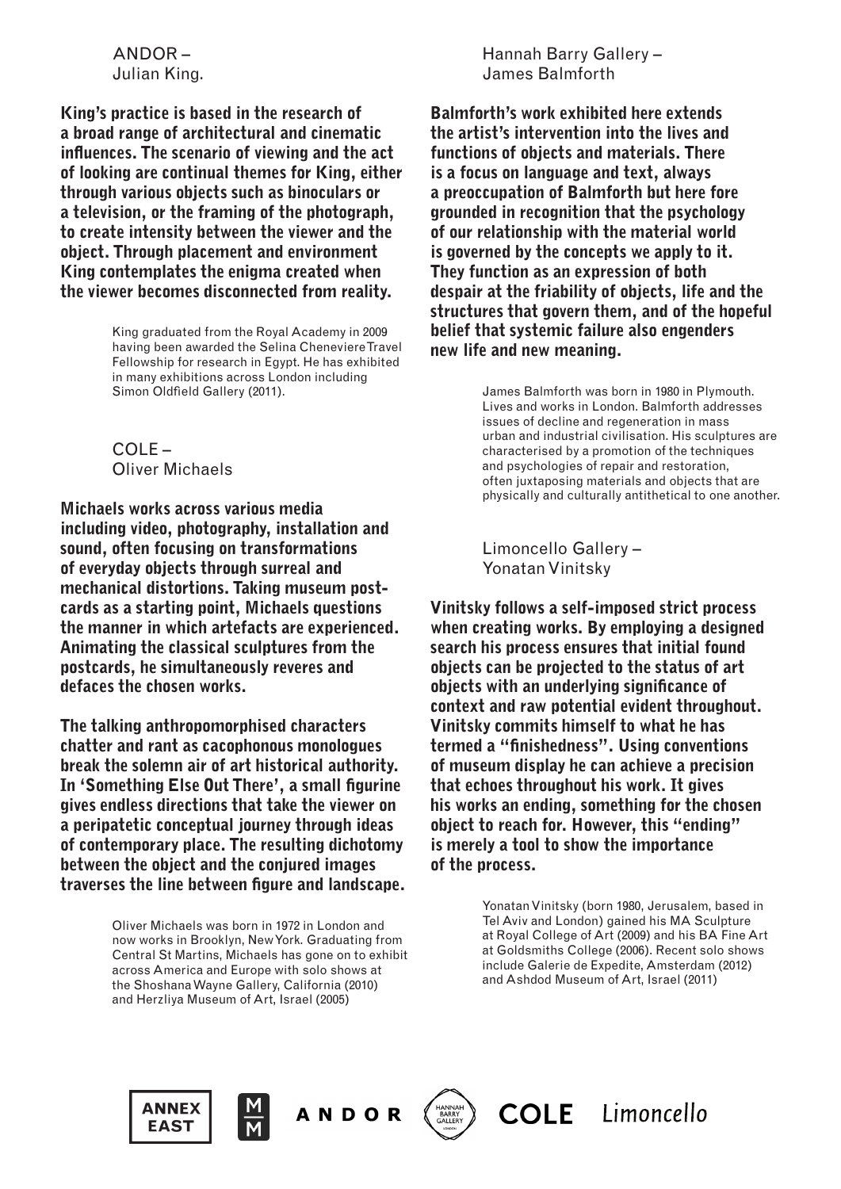## ANDOR – Julian King.

**King's practice is based in the research of a broad range of architectural and cinematic influences. The scenario of viewing and the act of looking are continual themes for King, either through various objects such as binoculars or a television, or the framing of the photograph, to create intensity between the viewer and the object. Through placement and environment King contemplates the enigma created when the viewer becomes disconnected from reality.**

King graduated from the Royal Academy in 2009 having been awarded the Selina Cheneviere Travel Fellowship for research in Egypt. He has exhibited in many exhibitions across London including Simon Oldfield Gallery (2011).

## COLE – Oliver Michaels

**Michaels works across various media including video, photography, installation and sound, often focusing on transformations of everyday objects through surreal and mechanical distortions. Taking museum post-cards as a starting point, Michaels questions the manner in which artefacts are experienced. Animating the classical sculptures from the postcards, he simultaneously reveres and defaces the chosen works.**

**The talking anthropomorphised characters chatter and rant as cacophonous monologues break the solemn air of art historical authority. In 'Something Else Out There', a small figurine gives endless directions that take the viewer on a peripatetic conceptual journey through ideas of contemporary place. The resulting dichotomy between the object and the conjured images traverses the line between figure and landscape.**

Oliver Michaels was born in 1972 in London and now works in Brooklyn, New York. Graduating from Central St Martins, Michaels has gone on to exhibit across America and Europe with solo shows at the Shoshana Wayne Gallery, California (2010) and Herzliya Museum of Art, Israel (2005)

## Hannah Barry Gallery – James Balmforth

**Balmforth's work exhibited here extends the artist's intervention into the lives and functions of objects and materials. There is a focus on language and text, always a preoccupation of Balmforth but here fore grounded in recognition that the psychology of our relationship with the material world is governed by the concepts we apply to it. They function as an expression of both despair at the friability of objects, life and the structures that govern them, and of the hopeful belief that systemic failure also engenders new life and new meaning.**

James Balmforth was born in 1980 in Plymouth. Lives and works in London. Balmforth addresses issues of decline and regeneration in mass urban and industrial civilisation. His sculptures are characterised by a promotion of the techniques and psychologies of repair and restoration, often juxtaposing materials and objects that are physically and culturally antithetical to one another.

## Limoncello Gallery – Yonatan Vinitsky

**Vinitsky follows a self-imposed strict process when creating works. By employing a designed search his process ensures that initial found objects can be projected to the status of art objects with an underlying significance of context and raw potential evident throughout. Vinitsky commits himself to what he has termed a "finishedness". Using conventions of museum display he can achieve a precision that echoes throughout his work. It gives his works an ending, something for the chosen object to reach for. However, this "ending" is merely a tool to show the importance of the process.**

Yonatan Vinitsky (born 1980, Jerusalem, based in Tel Aviv and London) gained his MA Sculpture at Royal College of Art (2009) and his BA Fine Art at Goldsmiths College (2006). Recent solo shows include Galerie de Expedite, Amsterdam (2012) and Ashdod Museum of Art, Israel (2011)

ANNEX EAST   M M   ANDOR   HANNAH BARRY GALLERY   COLE   Limoncello